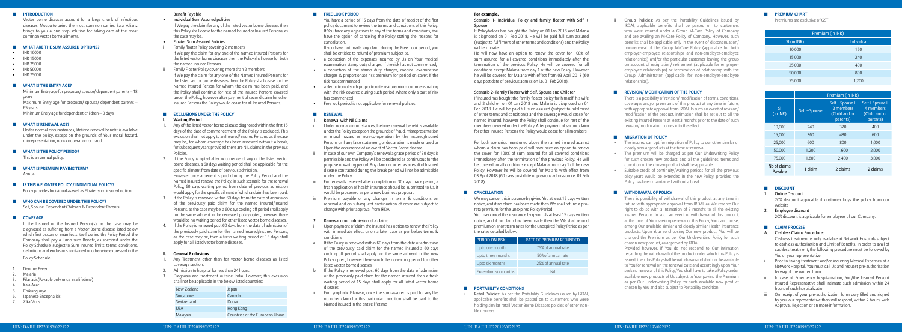## INTRODUCTION

Vector borne diseases account for a large chunk of infectious diseases. Mosquito being the most common carrier. Bajaj Allianz brings to you a one stop solution for taking care of the most common vector borne ailments.

## WHAT ARE THE SUM ASSURED OPTIONS?

- INR 10000
- INR 15000
- INR 25000
- INR 50000
- INR 75000

## WHAT IS THE ENTRY AGE?

Minimum Entry age for proposer/ spouse/ dependent parents – 18 years

Maximum Entry age for proposer/ spouse/ dependent parents – 65 years

Minimum Entry age for dependent children – 0 days

## WHAT IS RENEWAL AGE?

Under normal circumstances, lifetime renewal benefit is available under the policy, except on the grounds of Your moral hazard, misrepresentation, non- cooperation or fraud.

## WHAT IS THE POLICY PERIOD?

This is an annual policy.

## WHAT IS PREMIUM PAYING TERM?

Annual

## IS THIS A FLOATER POLICY / INDIVIDUAL POLICY?

Policy provides Individual as well as Floater sum insured option

## WHO CAN BE COVERED UNDER THIS POLICY?

Self, Spouse, Dependent Children & Dependent Parents

## COVERAGE

If the Insured or the Insured Person(s), as the case may be diagnosed as suffering from a Vector Borne disease listed below which first occurs or manifests itself during the Policy Period, the Company shall pay a lump sum Benefit, as specified under the Policy Schedule, subject to Sum Insured limits, terms, conditions, definitions and exclusions contained or otherwise expressed in the Policy Schedule.

1. Dengue Fever
2. Malaria
3. Filariasis(Payable only once in a lifetime)
4. Kala Azar
5. Chikungunya
6. Japanese Encephalitis
7. Zika Virus

### Benefit Payable

- **Individual Sum Assured policies**

  If We pay the claim for any of the listed vector borne diseases then this Policy shall cease for the named Insured or Insured Persons, as the case may be.

- **Floater Sum Assured Policies**

i. Family floater Policy covering 2 members

   If We pay the claim for any one of the named Insured Persons for the listed vector borne diseases then the Policy shall cease for both the named Insured Persons.

ii. Family Floater Policy covering more than 2 members

   If We pay the claim for any one of the Named Insured Persons for the listed vector borne diseases then the Policy shall cease for the Named Insured Person for whom the claim has been paid, and the Policy shall continue for rest of the Insured Persons covered under the Policy, however after payment of second claim for other Insured Persons the Policy would cease for all Insured Persons.

## EXCLUSIONS UNDER THE POLICY

### I. Waiting Period

1. Any of the listed vector borne disease diagnosed within the first 15 days of the date of commencement of the Policy is excluded. This exclusion shall not apply to an Insured/Insured Persons, as the case may be, for whom coverage has been renewed without a break, for subsequent years provided there are NIL claims in the previous Policies.
2. If the Policy is opted after occurrence of any of the listed vector borne diseases, a 60 days waiting period shall be applicable for the specific ailment from date of previous admission.

   However once a benefit is paid during the Policy Period and the Named Insured renews the Policy, in such scenario for the renewal Policy, 60 days waiting period from date of previous admission would apply for the specific ailment of which a claim has been paid.
3. If the Policy is renewed within 60 days from the date of admission of the previously paid claim for the named Insured/Insured Persons, as the case may be, a 60 days cooling off period shall apply for the same ailment in the renewed policy opted, however there would be no waiting period for other listed vector borne diseases.
4. If the Policy is renewed post 60 days from the date of admission of the previously paid claim for the named Insured/Insured Persons, as the case may be, then a fresh waiting period of 15 days shall apply for all listed vector borne diseases.

### II. General Exclusions

1. Any Treatment other than for vector borne diseases as listed coverage section.
2. Admission to hospital for less than 24 hours.
3. Diagnosis and treatment outside India. However, this exclusion shall not be applicable in the below listed countries:

| New Zealand | Japan |
|---|---|
| Singapore | Canada |
| Switzerland | Dubai |
| USA | Hong Kong |
| Malaysia | Countries of the European Union |

## FREE LOOK PERIOD

You have a period of 15 days from the date of receipt of the first policy document to review the terms and conditions of this Policy. If You have any objections to any of the terms and conditions, You have the option of canceling the Policy stating the reasons for cancellation.

If you have not made any claim during the Free Look period, you shall be entitled to refund of premium subject to,

- a deduction of the expenses incurred by Us on Your medical examination, stamp duty charges, if the risk has not commenced,
- a deduction of the stamp duty charges, medical examination charges & proportionate risk premium for period on cover, If the risk has commenced
- a deduction of such proportionate risk premium commensurating with the risk covered during such period ,where only a part of risk has commenced
- Free look period is not applicable for renewal policies.

## RENEWAL

### 1. Renewal with Nil Claims

i. Under normal circumstances, lifetime renewal benefit is available under the Policy except on the grounds of fraud, misrepresentation or moral hazard or non-co-operation by the Insured/Insured Persons or if any false statement, or declaration is made or used or Upon the occurrence of an event of Vector Borne disease.

ii. In case of our own Company's renewal a grace period of 30 days is permissible and the Policy will be considered as continuous for the purpose of waiting period. Any claim incurred as a result of Insured disease contracted during the break period will not be admissible under the Policy.

iii. For renewals received after completion of 30 days grace period, a fresh application of health insurance should be submitted to Us, it would be processed as per a new business proposal.

iv. Premium payable or any changes in terms & conditions on renewal and on subsequent continuation of cover are subject to change with prior approval from IRDA

### 2. Renewal upon admission of a claim:

i. Upon payment of claim the Insured has option to renew the Policy with immediate effect or on a later date as per below terms & conditions

a. If the Policy is renewed within 60 days from the date of admission of the previously paid claim for the named insured a 60 days cooling off period shall apply for the same ailment in the new Policy opted, however there would be no waiting period for other listed vector borne diseases

b. If the Policy is renewed post 60 days from the date of admission of the previously paid claim for the named insured then a fresh waiting period of 15 days shall apply for all listed vector borne diseases

ii. For Lymphatic Filariasis, once the sum assured is paid for any life, no other claim for this particular condition shall be paid to the Named insured in the entire lifetime

**For example,**

**Scenario 1- Individual Policy and family floater with Self + Spouse**

If Policyholder has bought the Policy on 01 Jan 2018 and Malaria is diagnosed on 01 Feb 2018. He will be paid full sum assured (subject to fulfilment of other terms and conditions) and the Policy will terminate.

He will now have an option to renew the cover for 100% of sum assured for all covered conditions immediately after the termination of the previous Policy. He will be covered for all conditions except Malaria from day 1 of the new Policy. However he will be covered for Malaria with effect from 03 April 2018 (60 days post date of previous admission i.e. 01 Feb 2018).

**Scenario 2- Family Floater with Self, Spouse and Children**

If Insured has bought the family floater policy for himself, his wife and 2 children on 01 Jan 2018 and Malaria is diagnosed on 01 Feb 2018. He will be paid full sum assured (subject to fulfilment of other terms and conditions) and the coverage would cease for named insured, however the Policy shall continue for rest of the members covered under the Policy. After payment of second claim for other Insured Persons the Policy would cease for all members

For both scenarios mentioned above the named insured against whom a claim has been paid will now have an option to renew the cover for 100% of sum assured for all covered conditions immediately after the termination of the previous Policy. He will be covered for all conditions except Malaria from Day 1 of the new Policy. However he will be covered for Malaria with effect from 03 April 2018 (60 days post date of previous admission i.e. 01 Feb 2018).

## CANCELLATION

i. We may cancel this insurance by giving You at least 15 days written notice, and if no claim has been made then We shall refund a pro-rata premium for the unexpired Policy Period.

ii. You may cancel this insurance by giving Us at least 15 days written notice, and if no claim has been made then the We shall refund premium on short term rates for the unexpired Policy Period as per the rates detailed below.

| PERIOD ON RISK | RATE OF PREMIUM REFUNDED |
|---|---|
| Upto one month | 75% of annual rate |
| Upto three months | 50%of annual rate |
| Upto six months | 25% of annual rate |
| Exceeding six months | Nil |

## PORTABILITY CONDITIONS

i. Retail Policies: As per the Portability Guidelines issued by IRDAI, applicable benefits shall be passed on to customers who were holding similar retail Vector Borne Diseases policies of other non-life insurers.

ii. Group Policies: As per the Portability Guidelines issued by IRDAI, applicable benefits shall be passed on to customers who were insured under a Group M-Care Policy of Company and are availing an M-Care Policy of Company. However, such benefits shall be applicable only in the event of discontinuation/ non-renewal of the Group M-Care Policy (applicable for both employer-employee relationships and non-employer-employee relationships) and/or the particular customer leaving the group on account of resignation/ retirement (applicable for employer-employee relationships) or termination of relationship with the Group Administrator (applicable for non-employer-employee relationships).

## REVISION/ MODIFICATION OF THE POLICY

There is a possibility of revision/ modification of terms, conditions, coverages and/or premiums of this product at any time in future, with appropriate approval from IRDAI. In such an event of revision/ modification of the product, intimation shall be set out to all the existing Insured Persons at least 3 months prior to the date of such revision/modification comes into the effect.

## MIGRATION OF POLICY

- The insured can opt for migration of Policy to our other similar or closely similar products at the time of renewal.
- The premium will be charged as per Our Underwriting Policy for such chosen new product, and all the guidelines, terms and condition of the chosen product shall be applicable.
- Suitable credit of continuity/waiting periods for all the previous olicy years would be extended in the new Policy, provided the Policy has been maintained without a break

## WITHDRAWAL OF POLICY

There is possibility of withdrawal of this product at any time in future with appropriate approval from IRDAI, as We reserve Our right to do so with a intimation of 3 months to all the existing Insured Persons. In such an event of withdrawal of this product, at the time of Your seeking renewal of this Policy, You can choose, among Our available similar and closely similar Health insurance products. Upon Your so choosing Our new product, You will be charged the Premium as per Our Underwriting Policy for such chosen new product, as approved by IRDAI.

Provided however, if You do not respond to Our intimation regarding the withdrawal of the product under which this Policy is issued, then this Policy shall be withdrawn and shall not be available to You for renewal on the renewal date and accordingly upon Your seeking renewal of this Policy, You shall have to take a Policy under available new products of Us subject to Your paying the Premium as per Our Underwriting Policy for such available new product chosen by You and also subject to Portability condition.

## PREMIUM CHART

Premiums are exclusive of GST

| Premium (in INR) | |
|---|---|
| SI (in INR) | Individual |
| 10,000 | 160 |
| 15,000 | 240 |
| 25,000 | 400 |
| 50,000 | 800 |
| 75,000 | 1,200 |

| | Premium (in INR) | | |
|---|---|---|---|
| SI (in INR) | Self+Spouse | Self+Spouse+ 2 members (Child and or parents) | Self+Spouse+ 4 members (Child and or parents) |
| 10,000 | 240 | 320 | 400 |
| 15,000 | 360 | 480 | 600 |
| 25,000 | 600 | 800 | 1,000 |
| 50,000 | 1,200 | 1,600 | 2,000 |
| 75,000 | 1,800 | 2,400 | 3,000 |
| No of claims Payable | 1 claim | 2 claims | 2 claims |

## DISCOUNT

1. **Online Discount**

   20% discount applicable if customer buys the policy from our website
2. **Employee discount**

   20% discount is applicable for employees of our Company.

## CLAIM PROCESS

### A. Cashless Claims Procedure:

Cashless treatment is only available at Network Hospitals subject to cashless authorisation and Limit of Benefits. In order to avail of cashless treatment, the following procedure must be followed by You or your representative:

i. Prior to taking treatment and/or incurring Medical Expenses at a Network Hospital, You must call Us and request pre-authorisation by way of the written form.

ii. In case of Emergency hospitalization, You/the Insured Person/ Insured Representative shall intimate such admission within 24 hours of such hospitalization

iii. On receipt of your pre-authorization form duly filled and signed by you, our representative then will respond, within 2 hours, with Approval, Rejection or an more information.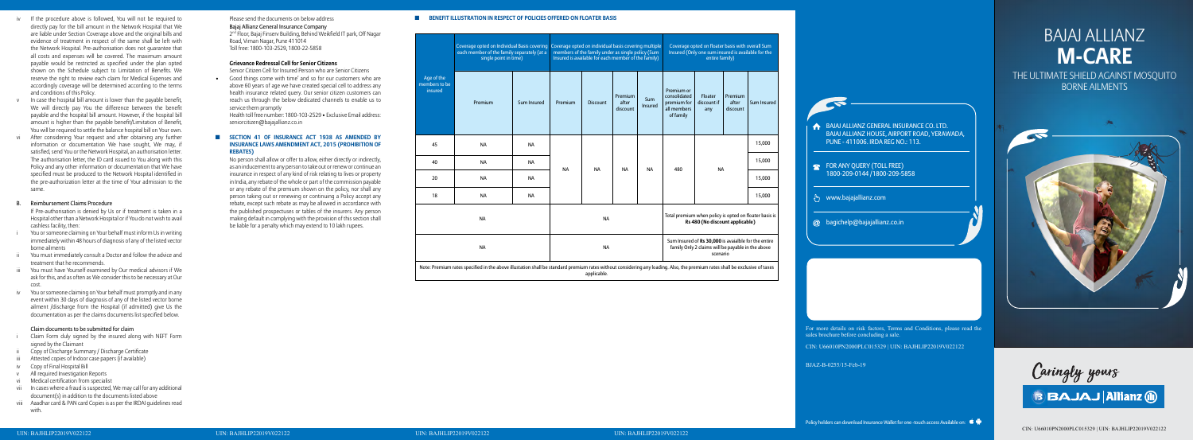iv If the procedure above is followed, You will not be required to directly pay for the bill amount in the Network Hospital that We are liable under Section Coverage above and the original bills and evidence of treatment in respect of the same shall be left with the Network Hospital. Pre-authorisation does not guarantee that all costs and expenses will be covered. The maximum amount payable would be restricted as specified under the plan opted shown on the Schedule subject to Limitation of Benefits. We reserve the right to review each claim for Medical Expenses and accordingly coverage will be determined according to the terms and conditions of this Policy.

v In case the hospital bill amount is lower than the payable benefit, We will directly pay You the difference between the benefit payable and the hospital bill amount. However, if the hospital bill amount is higher than the payable benefit/Limitation of Benefit, You will be required to settle the balance hospital bill on Your own.

vi After considering Your request and after obtaining any further information or documentation You have sought, We may, if satisfied, send You or the Network Hospital, an authorisation letter. The authorisation letter, the ID card issued to You along with this Policy and any other information or documentation that We have specified must be produced to the Network Hospital identified in the pre-authorization letter at the time of Your admission to the same.

### B. Reimbursement Claims Procedure

If Pre-authorization is denied by Us or if treatment is taken in a Hospital other than a Network Hospital or if You do not wish to avail cashless facility, then:

i You or someone claiming on Your behalf must inform Us in writing immediately within 48 hours of diagnosis of any of the listed vector borne ailments

ii You must immediately consult a Doctor and follow the advice and treatment that He recommends.

iii You must have Yourself examined by Our medical advisors if We ask for this, and as often as We consider this to be necessary at Our cost.

iv You or someone claiming on Your behalf must promptly and in any event within 30 days of diagnosis of any of the listed vector borne ailment /discharge from the Hospital (if admitted) give Us the documentation as per the claims documents list specified below.

#### Claim documents to be submitted for claim

i Claim Form duly signed by the insured along with NEFT Form signed by the Claimant

ii Copy of Discharge Summary / Discharge Certificate

iii Attested copies of Indoor case papers (if available)

iv Copy of Final Hospital Bill

v All required Investigation Reports

vi Medical certification from specialist

vii In cases where a fraud is suspected, We may call for any additional document(s) in addition to the documents listed above

viii Aadhar card & PAN card Copies is as per the IRDAI guidelines read with.

Please send the documents on below address

**Bajaj Allianz General Insurance Company**

2nd Floor, Bajaj Finserv Building, Behind Weikfield IT park, Off Nagar Road, Viman Nagar, Pune 411014

Toll free: 1800-103-2529, 1800-22-5858

#### Grievance Redressal Cell for Senior Citizens

Senior Citizen Cell for Insured Person who are Senior Citizens

- Good things come with time' and so for our customers who are above 60 years of age we have created special cell to address any health insurance related query. Our senior citizen customers can reach us through the below dedicated channels to enable us to service them promptly

Health toll free number: 1800-103-2529 • Exclusive Email address: seniorcitizen@bajajallianz.co.in

## SECTION 41 OF INSURANCE ACT 1938 AS AMENDED BY INSURANCE LAWS AMENDMENT ACT, 2015 (PROHIBITION OF REBATES)

No person shall allow or offer to allow, either directly or indirectly, as an inducement to any person to take out or renew or continue an insurance in respect of any kind of risk relating to lives or property in India, any rebate of the whole or part of the commission payable or any rebate of the premium shown on the policy, nor shall any person taking out or renewing or continuing a Policy accept any rebate, except such rebate as may be allowed in accordance with the published prospectuses or tables of the insurers. Any person making default in complying with the provision of this section shall be liable for a penalty which may extend to 10 lakh rupees.

## BENEFIT ILLUSTRATION IN RESPECT OF POLICIES OFFERED ON FLOATER BASIS

| Age of the members to be insured | Coverage opted on Individual Basis covering each member of the family separately (at a single point in time) | | Coverage opted on individual basis covering multiple members of the family under as single policy (Sum Insured is available for each member of the family) | | | | Coverage opted on floater basis with overall Sum Insured (Only one sum insured is available for the entire family) | | | |
|---|---|---|---|---|---|---|---|---|---|---|
| | Premium | Sum Insured | Premium | Discount | Premium after discount | Sum Insured | Premium or consolidated premium for all members of family | Floater discount if any | Premium after discount | Sum Insured |
| 45 | NA | NA | NA | NA | NA | NA | 480 | NA | | 15,000 |
| 40 | NA | NA | | | | | | | | 15,000 |
| 20 | NA | NA | | | | | | | | 15,000 |
| 18 | NA | NA | | | | | | | | 15,000 |
| NA | | | NA | | | | Total premium when policy is opted on floater basis is Rs 480 (No discount applicable) | | | |
| NA | | | NA | | | | Sum Insured of Rs 30,000 is avaialble for the entire family Only 2 claims will be payable in the above scenario | | | |

Note: Premium rates specified in the above illustation shall be standard premium rates without considering any loading. Also, the premium rates shall be exclusive of taxes applicable.

BAJAJ ALLIANZ GENERAL INSURANCE CO. LTD. BAJAJ ALLIANZ HOUSE, AIRPORT ROAD, YERAWADA, PUNE - 411006. IRDA REG NO.: 113.

FOR ANY QUERY (TOLL FREE) 1800-209-0144 / 1800-209-5858

www.bajajallianz.com

bagichelp@bajajallianz.co.in

For more details on risk factors, Terms and Conditions, please read the sales brochure before concluding a sale.

CIN: U66010PN2000PLC015329 | UIN: BAJHLIP22019V022122

BJAZ-B-0255/15-Feb-19

Policy holders can download Insurance Wallet for one -touch access Available on:

# BAJAJ ALLIANZ M-CARE

THE ULTIMATE SHIELD AGAINST MOSQUITO BORNE AILMENTS

Caringly yours

BAJAJ Allianz

CIN: U66010PN2000PLC015329 | UIN: BAJHLIP22019V022122